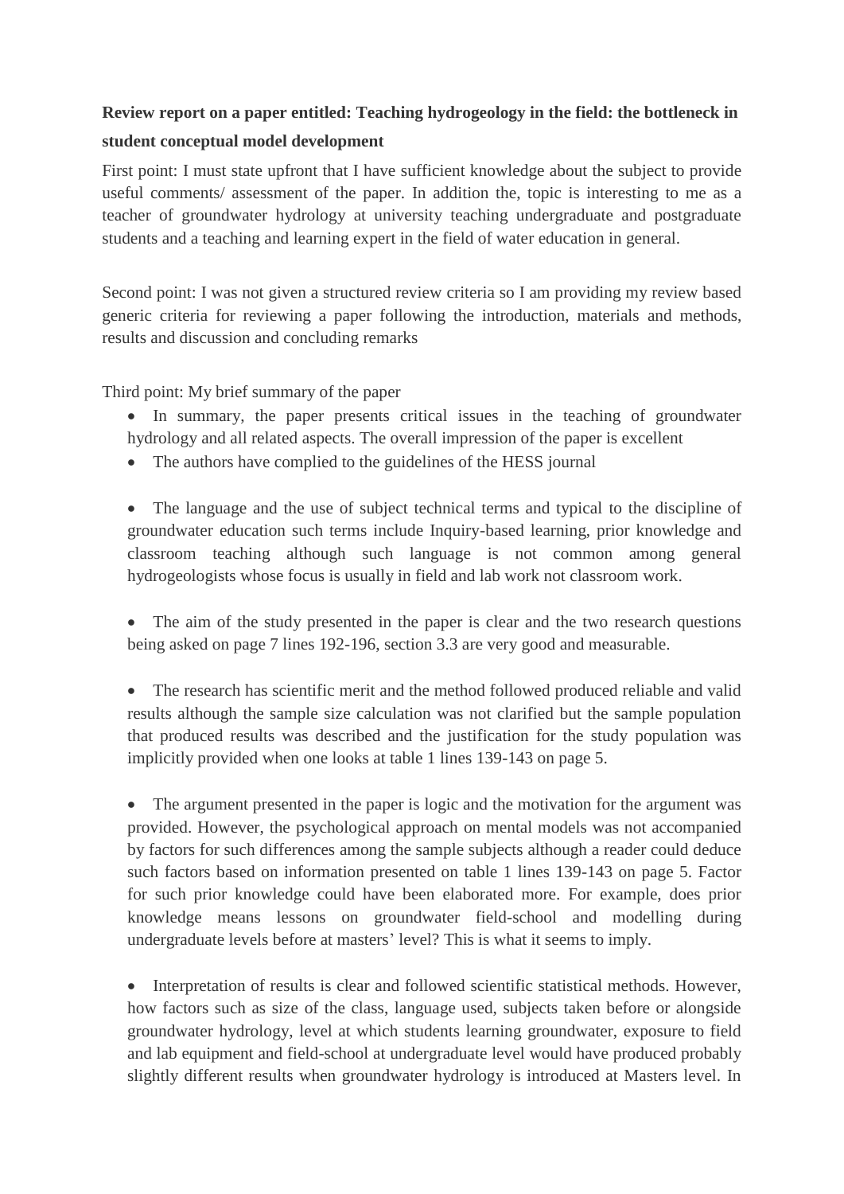**Review report on a paper entitled: Teaching hydrogeology in the field: the bottleneck in student conceptual model development**

First point: I must state upfront that I have sufficient knowledge about the subject to provide useful comments/ assessment of the paper. In addition the, topic is interesting to me as a teacher of groundwater hydrology at university teaching undergraduate and postgraduate students and a teaching and learning expert in the field of water education in general.

Second point: I was not given a structured review criteria so I am providing my review based generic criteria for reviewing a paper following the introduction, materials and methods, results and discussion and concluding remarks

Third point: My brief summary of the paper

- In summary, the paper presents critical issues in the teaching of groundwater hydrology and all related aspects. The overall impression of the paper is excellent
- The authors have complied to the guidelines of the HESS journal
- The language and the use of subject technical terms and typical to the discipline of groundwater education such terms include Inquiry-based learning, prior knowledge and classroom teaching although such language is not common among general hydrogeologists whose focus is usually in field and lab work not classroom work.
- The aim of the study presented in the paper is clear and the two research questions being asked on page 7 lines 192-196, section 3.3 are very good and measurable.
- The research has scientific merit and the method followed produced reliable and valid results although the sample size calculation was not clarified but the sample population that produced results was described and the justification for the study population was implicitly provided when one looks at table 1 lines 139-143 on page 5.
- The argument presented in the paper is logic and the motivation for the argument was provided. However, the psychological approach on mental models was not accompanied by factors for such differences among the sample subjects although a reader could deduce such factors based on information presented on table 1 lines 139-143 on page 5. Factor for such prior knowledge could have been elaborated more. For example, does prior knowledge means lessons on groundwater field-school and modelling during undergraduate levels before at masters' level? This is what it seems to imply.
- Interpretation of results is clear and followed scientific statistical methods. However, how factors such as size of the class, language used, subjects taken before or alongside groundwater hydrology, level at which students learning groundwater, exposure to field and lab equipment and field-school at undergraduate level would have produced probably slightly different results when groundwater hydrology is introduced at Masters level. In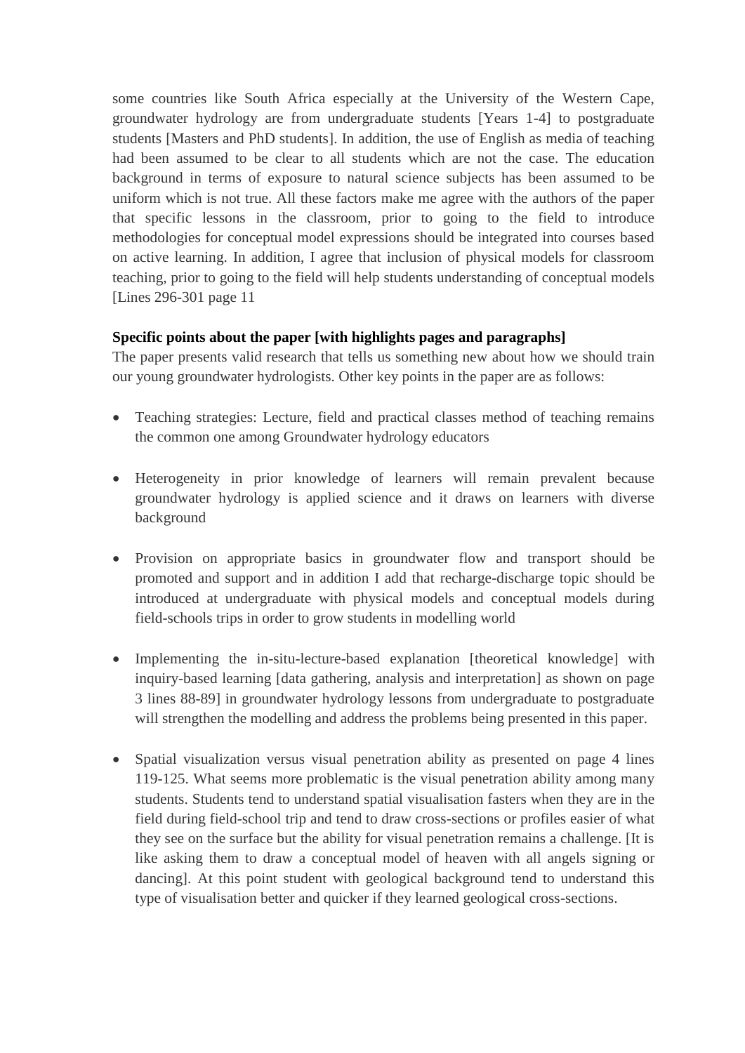some countries like South Africa especially at the University of the Western Cape, groundwater hydrology are from undergraduate students [Years 1-4] to postgraduate students [Masters and PhD students]. In addition, the use of English as media of teaching had been assumed to be clear to all students which are not the case. The education background in terms of exposure to natural science subjects has been assumed to be uniform which is not true. All these factors make me agree with the authors of the paper that specific lessons in the classroom, prior to going to the field to introduce methodologies for conceptual model expressions should be integrated into courses based on active learning. In addition, I agree that inclusion of physical models for classroom teaching, prior to going to the field will help students understanding of conceptual models [Lines 296-301 page 11

**Specific points about the paper [with highlights pages and paragraphs]**

The paper presents valid research that tells us something new about how we should train our young groundwater hydrologists. Other key points in the paper are as follows:

- Teaching strategies: Lecture, field and practical classes method of teaching remains the common one among Groundwater hydrology educators

- Heterogeneity in prior knowledge of learners will remain prevalent because groundwater hydrology is applied science and it draws on learners with diverse background

- Provision on appropriate basics in groundwater flow and transport should be promoted and support and in addition I add that recharge-discharge topic should be introduced at undergraduate with physical models and conceptual models during field-schools trips in order to grow students in modelling world

- Implementing the in-situ-lecture-based explanation [theoretical knowledge] with inquiry-based learning [data gathering, analysis and interpretation] as shown on page 3 lines 88-89] in groundwater hydrology lessons from undergraduate to postgraduate will strengthen the modelling and address the problems being presented in this paper.

- Spatial visualization versus visual penetration ability as presented on page 4 lines 119-125. What seems more problematic is the visual penetration ability among many students. Students tend to understand spatial visualisation fasters when they are in the field during field-school trip and tend to draw cross-sections or profiles easier of what they see on the surface but the ability for visual penetration remains a challenge. [It is like asking them to draw a conceptual model of heaven with all angels signing or dancing]. At this point student with geological background tend to understand this type of visualisation better and quicker if they learned geological cross-sections.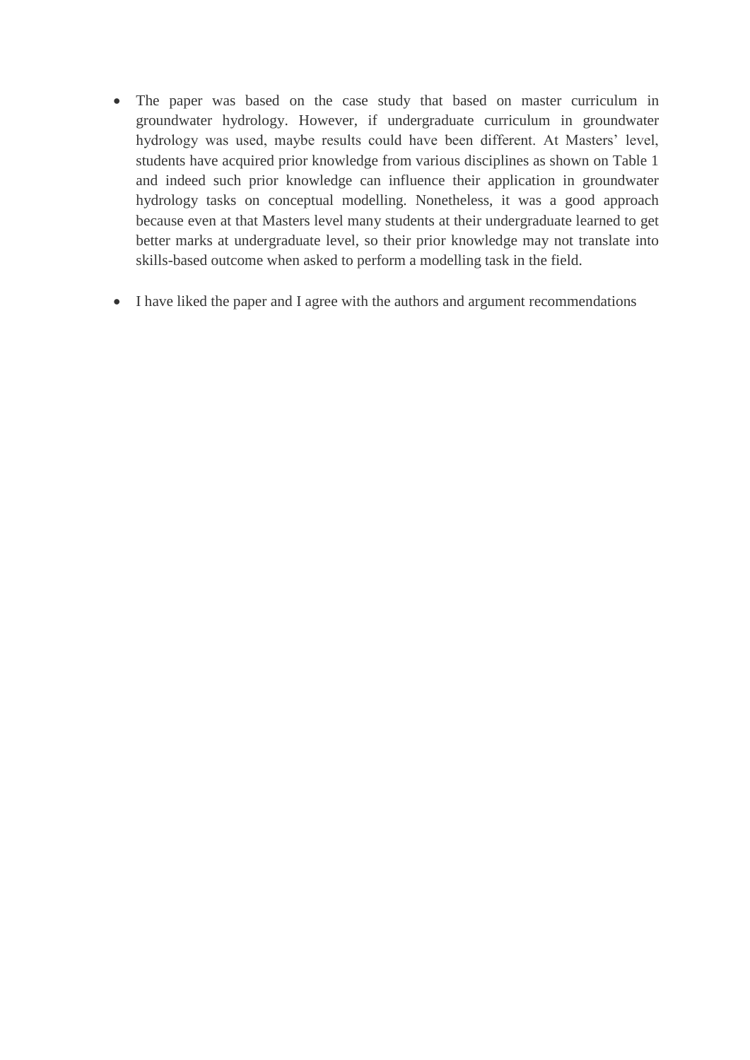- The paper was based on the case study that based on master curriculum in groundwater hydrology. However, if undergraduate curriculum in groundwater hydrology was used, maybe results could have been different. At Masters' level, students have acquired prior knowledge from various disciplines as shown on Table 1 and indeed such prior knowledge can influence their application in groundwater hydrology tasks on conceptual modelling. Nonetheless, it was a good approach because even at that Masters level many students at their undergraduate learned to get better marks at undergraduate level, so their prior knowledge may not translate into skills-based outcome when asked to perform a modelling task in the field.

- I have liked the paper and I agree with the authors and argument recommendations